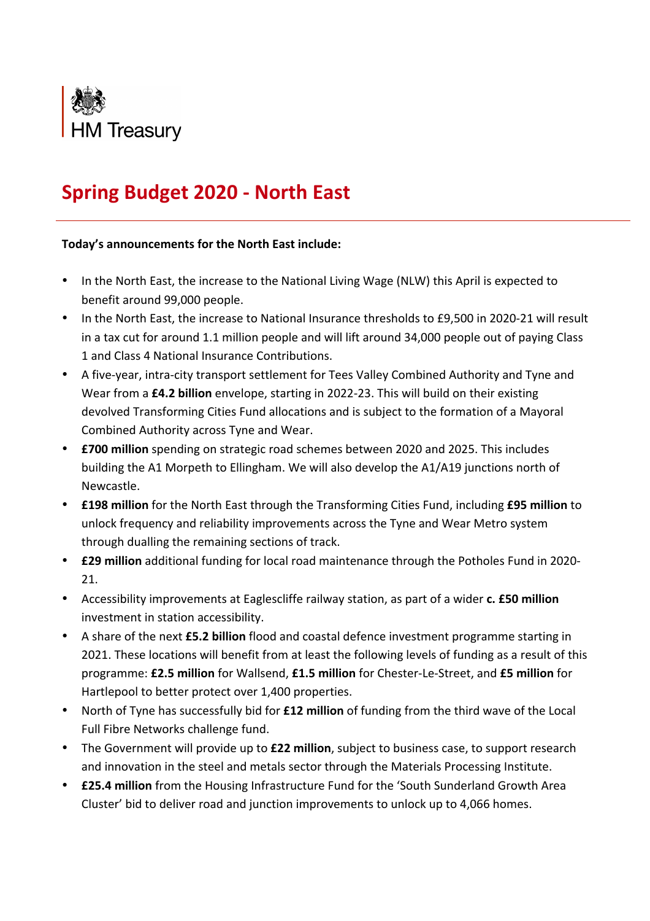HM Treasury

# Spring Budget 2020 - North East

**Today's announcements for the North East include:**

- In the North East, the increase to the National Living Wage (NLW) this April is expected to benefit around 99,000 people.
- In the North East, the increase to National Insurance thresholds to £9,500 in 2020-21 will result in a tax cut for around 1.1 million people and will lift around 34,000 people out of paying Class 1 and Class 4 National Insurance Contributions.
- A five-year, intra-city transport settlement for Tees Valley Combined Authority and Tyne and Wear from a **£4.2 billion** envelope, starting in 2022-23. This will build on their existing devolved Transforming Cities Fund allocations and is subject to the formation of a Mayoral Combined Authority across Tyne and Wear.
- **£700 million** spending on strategic road schemes between 2020 and 2025. This includes building the A1 Morpeth to Ellingham. We will also develop the A1/A19 junctions north of Newcastle.
- **£198 million** for the North East through the Transforming Cities Fund, including **£95 million** to unlock frequency and reliability improvements across the Tyne and Wear Metro system through dualling the remaining sections of track.
- **£29 million** additional funding for local road maintenance through the Potholes Fund in 2020-21.
- Accessibility improvements at Eaglescliffe railway station, as part of a wider **c. £50 million** investment in station accessibility.
- A share of the next **£5.2 billion** flood and coastal defence investment programme starting in 2021. These locations will benefit from at least the following levels of funding as a result of this programme: **£2.5 million** for Wallsend, **£1.5 million** for Chester-Le-Street, and **£5 million** for Hartlepool to better protect over 1,400 properties.
- North of Tyne has successfully bid for **£12 million** of funding from the third wave of the Local Full Fibre Networks challenge fund.
- The Government will provide up to **£22 million**, subject to business case, to support research and innovation in the steel and metals sector through the Materials Processing Institute.
- **£25.4 million** from the Housing Infrastructure Fund for the 'South Sunderland Growth Area Cluster' bid to deliver road and junction improvements to unlock up to 4,066 homes.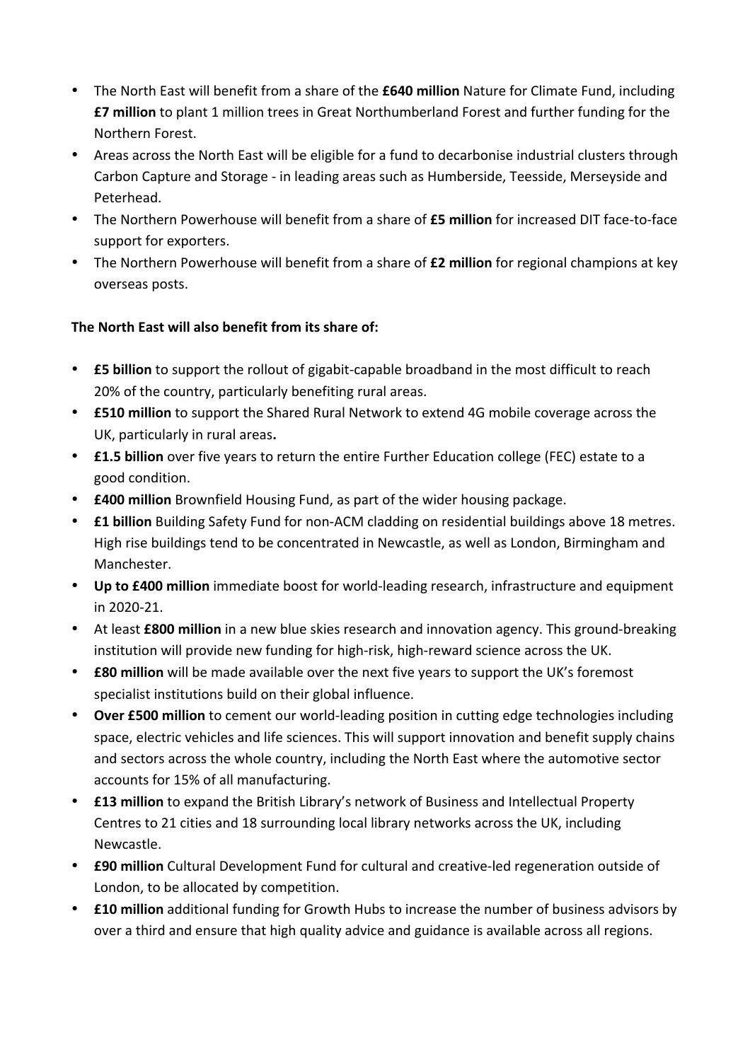- The North East will benefit from a share of the **£640 million** Nature for Climate Fund, including **£7 million** to plant 1 million trees in Great Northumberland Forest and further funding for the Northern Forest.
- Areas across the North East will be eligible for a fund to decarbonise industrial clusters through Carbon Capture and Storage - in leading areas such as Humberside, Teesside, Merseyside and Peterhead.
- The Northern Powerhouse will benefit from a share of **£5 million** for increased DIT face-to-face support for exporters.
- The Northern Powerhouse will benefit from a share of **£2 million** for regional champions at key overseas posts.

**The North East will also benefit from its share of:**

- **£5 billion** to support the rollout of gigabit-capable broadband in the most difficult to reach 20% of the country, particularly benefiting rural areas.
- **£510 million** to support the Shared Rural Network to extend 4G mobile coverage across the UK, particularly in rural areas**.**
- **£1.5 billion** over five years to return the entire Further Education college (FEC) estate to a good condition.
- **£400 million** Brownfield Housing Fund, as part of the wider housing package.
- **£1 billion** Building Safety Fund for non-ACM cladding on residential buildings above 18 metres. High rise buildings tend to be concentrated in Newcastle, as well as London, Birmingham and Manchester.
- **Up to £400 million** immediate boost for world-leading research, infrastructure and equipment in 2020-21.
- At least **£800 million** in a new blue skies research and innovation agency. This ground-breaking institution will provide new funding for high-risk, high-reward science across the UK.
- **£80 million** will be made available over the next five years to support the UK's foremost specialist institutions build on their global influence.
- **Over £500 million** to cement our world-leading position in cutting edge technologies including space, electric vehicles and life sciences. This will support innovation and benefit supply chains and sectors across the whole country, including the North East where the automotive sector accounts for 15% of all manufacturing.
- **£13 million** to expand the British Library's network of Business and Intellectual Property Centres to 21 cities and 18 surrounding local library networks across the UK, including Newcastle.
- **£90 million** Cultural Development Fund for cultural and creative-led regeneration outside of London, to be allocated by competition.
- **£10 million** additional funding for Growth Hubs to increase the number of business advisors by over a third and ensure that high quality advice and guidance is available across all regions.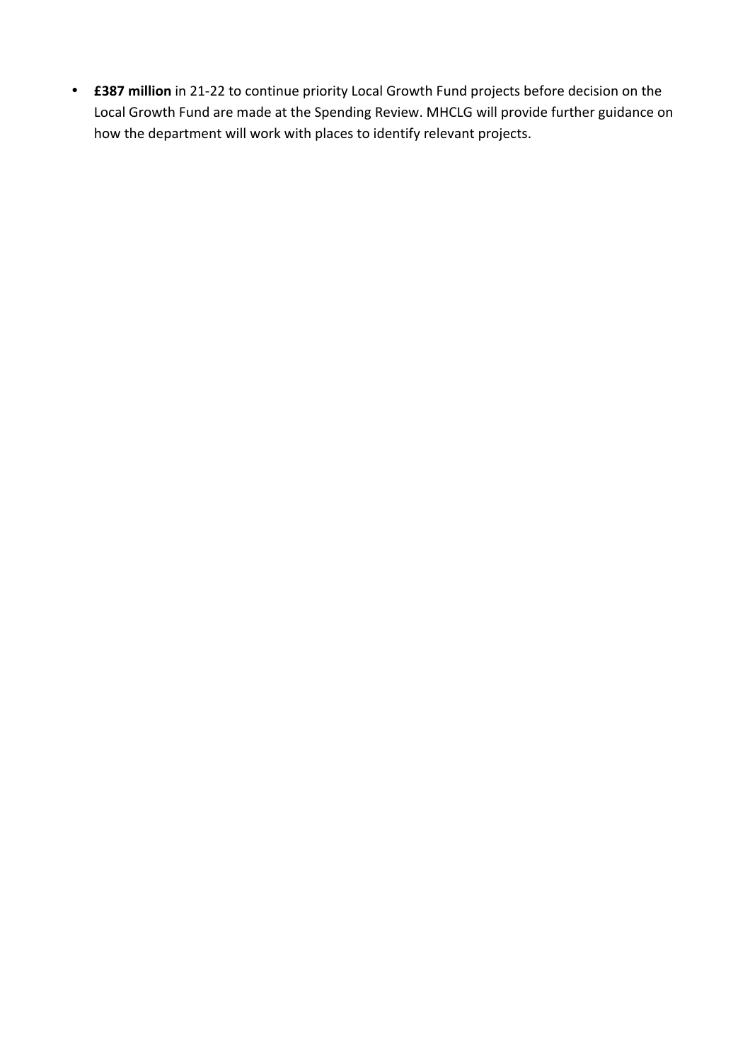- **£387 million** in 21-22 to continue priority Local Growth Fund projects before decision on the Local Growth Fund are made at the Spending Review. MHCLG will provide further guidance on how the department will work with places to identify relevant projects.